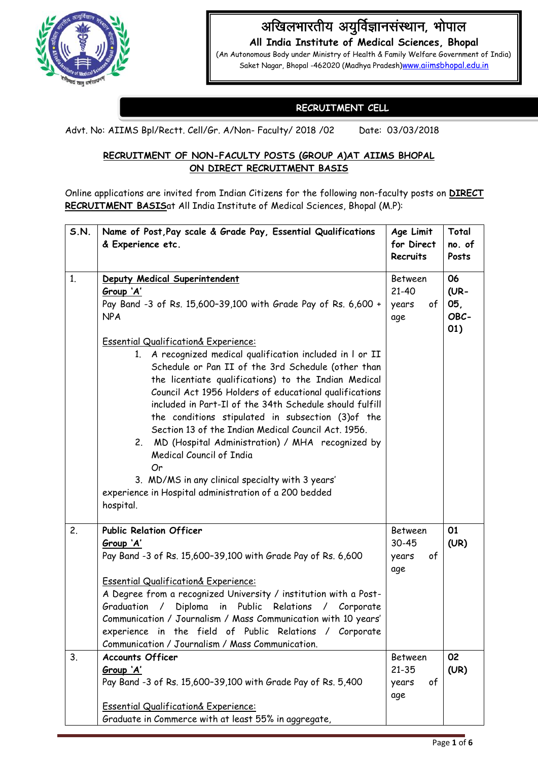# अखिलभारतीय अयुर्विज्ञानसंस्थान, भोपाल

## All India Institute of Medical Sciences, Bhopal

(An Autonomous Body under Ministry of Health & Family Welfare Government of India)
Saket Nagar, Bhopal -462020 (Madhya Pradesh)www.aiimsbhopal.edu.in

**RECRUITMENT CELL**

Advt. No: AIIMS Bpl/Rectt. Cell/Gr. A/Non- Faculty/ 2018 /02 Date: 03/03/2018

**RECRUITMENT OF NON-FACULTY POSTS (GROUP A)AT AIIMS BHOPAL ON DIRECT RECRUITMENT BASIS**

Online applications are invited from Indian Citizens for the following non-faculty posts on **DIRECT RECRUITMENT BASIS**at All India Institute of Medical Sciences, Bhopal (M.P):

| S.N. | Name of Post,Pay scale & Grade Pay, Essential Qualifications & Experience etc. | Age Limit for Direct Recruits | Total no. of Posts |
|---|---|---|---|
| 1. | **Deputy Medical Superintendent**<br>**Group 'A'**<br>Pay Band -3 of Rs. 15,600–39,100 with Grade Pay of Rs. 6,600 + NPA<br><br>Essential Qualification& Experience:<br>1. A recognized medical qualification included in I or II Schedule or Pan II of the 3rd Schedule (other than the licentiate qualifications) to the Indian Medical Council Act 1956 Holders of educational qualifications included in Part-II of the 34th Schedule should fulfill the conditions stipulated in subsection (3)of the Section 13 of the Indian Medical Council Act. 1956.<br>2. MD (Hospital Administration) / MHA recognized by Medical Council of India<br>Or<br>3. MD/MS in any clinical specialty with 3 years' experience in Hospital administration of a 200 bedded hospital. | Between 21-40 years of age | **06 (UR-05, OBC-01)** |
| 2. | **Public Relation Officer**<br>**Group 'A'**<br>Pay Band -3 of Rs. 15,600–39,100 with Grade Pay of Rs. 6,600<br><br>Essential Qualification& Experience:<br>A Degree from a recognized University / institution with a Post-Graduation / Diploma in Public Relations / Corporate Communication / Journalism / Mass Communication with 10 years' experience in the field of Public Relations / Corporate Communication / Journalism / Mass Communication. | Between 30-45 years of age | **01 (UR)** |
| 3. | **Accounts Officer**<br>**Group 'A'**<br>Pay Band -3 of Rs. 15,600–39,100 with Grade Pay of Rs. 5,400<br><br>Essential Qualification& Experience:<br>Graduate in Commerce with at least 55% in aggregate, | Between 21-35 years of age | **02 (UR)** |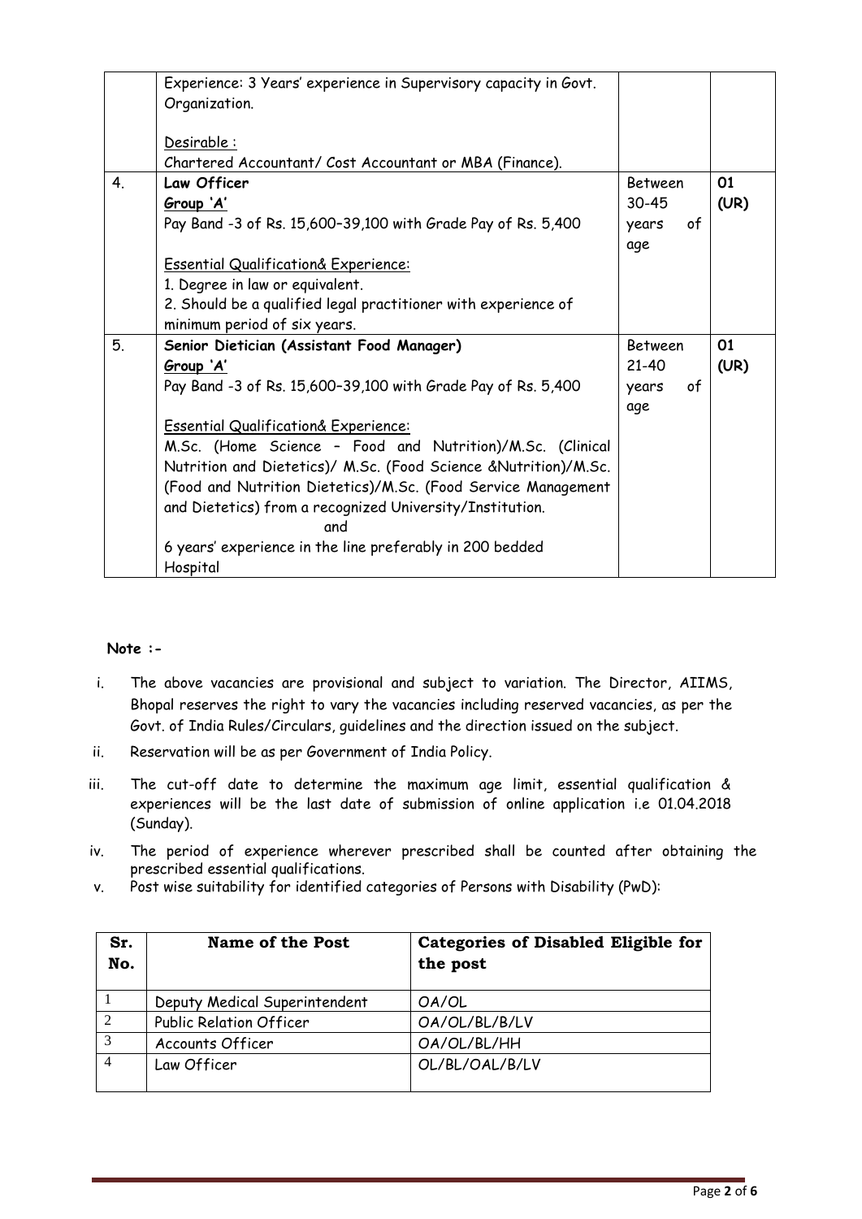| | | | |
|---|---|---|---|
| | Experience: 3 Years' experience in Supervisory capacity in Govt. Organization.<br><br>Desirable :<br>Chartered Accountant/ Cost Accountant or MBA (Finance). | | |
| 4. | **Law Officer**<br>**Group 'A'**<br>Pay Band -3 of Rs. 15,600–39,100 with Grade Pay of Rs. 5,400<br><br>Essential Qualification& Experience:<br>1. Degree in law or equivalent.<br>2. Should be a qualified legal practitioner with experience of minimum period of six years. | Between 30-45 years of age | **01 (UR)** |
| 5. | **Senior Dietician (Assistant Food Manager)**<br>**Group 'A'**<br>Pay Band -3 of Rs. 15,600–39,100 with Grade Pay of Rs. 5,400<br><br>Essential Qualification& Experience:<br>M.Sc. (Home Science – Food and Nutrition)/M.Sc. (Clinical Nutrition and Dietetics)/ M.Sc. (Food Science &Nutrition)/M.Sc. (Food and Nutrition Dietetics)/M.Sc. (Food Service Management and Dietetics) from a recognized University/Institution.<br>and<br>6 years' experience in the line preferably in 200 bedded Hospital | Between 21-40 years of age | **01 (UR)** |

**Note :-**

i. The above vacancies are provisional and subject to variation. The Director, AIIMS, Bhopal reserves the right to vary the vacancies including reserved vacancies, as per the Govt. of India Rules/Circulars, guidelines and the direction issued on the subject.

ii. Reservation will be as per Government of India Policy.

iii. The cut-off date to determine the maximum age limit, essential qualification & experiences will be the last date of submission of online application i.e 01.04.2018 (Sunday).

iv. The period of experience wherever prescribed shall be counted after obtaining the prescribed essential qualifications.

v. Post wise suitability for identified categories of Persons with Disability (PwD):

| Sr. No. | Name of the Post | Categories of Disabled Eligible for the post |
|---|---|---|
| 1 | Deputy Medical Superintendent | OA/OL |
| 2 | Public Relation Officer | OA/OL/BL/B/LV |
| 3 | Accounts Officer | OA/OL/BL/HH |
| 4 | Law Officer | OL/BL/OAL/B/LV |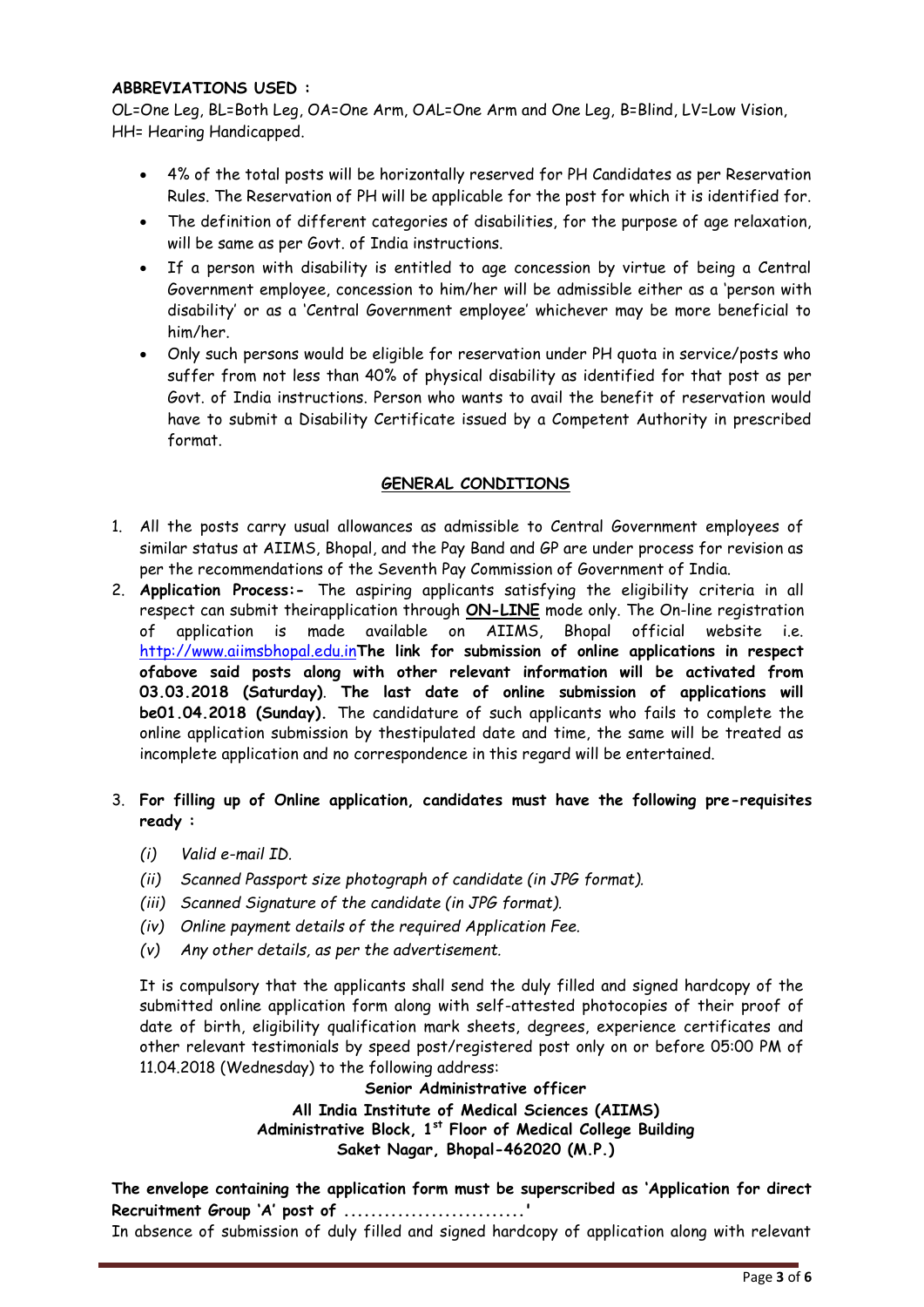**ABBREVIATIONS USED :**

OL=One Leg, BL=Both Leg, OA=One Arm, OAL=One Arm and One Leg, B=Blind, LV=Low Vision, HH= Hearing Handicapped.

- 4% of the total posts will be horizontally reserved for PH Candidates as per Reservation Rules. The Reservation of PH will be applicable for the post for which it is identified for.
- The definition of different categories of disabilities, for the purpose of age relaxation, will be same as per Govt. of India instructions.
- If a person with disability is entitled to age concession by virtue of being a Central Government employee, concession to him/her will be admissible either as a 'person with disability' or as a 'Central Government employee' whichever may be more beneficial to him/her.
- Only such persons would be eligible for reservation under PH quota in service/posts who suffer from not less than 40% of physical disability as identified for that post as per Govt. of India instructions. Person who wants to avail the benefit of reservation would have to submit a Disability Certificate issued by a Competent Authority in prescribed format.

## GENERAL CONDITIONS

1. All the posts carry usual allowances as admissible to Central Government employees of similar status at AIIMS, Bhopal, and the Pay Band and GP are under process for revision as per the recommendations of the Seventh Pay Commission of Government of India.
2. **Application Process:-** The aspiring applicants satisfying the eligibility criteria in all respect can submit theirapplication through **ON-LINE** mode only. The On-line registration of application is made available on AIIMS, Bhopal official website i.e. http://www.aiimsbhopal.edu.in**The link for submission of online applications in respect ofabove said posts along with other relevant information will be activated from 03.03.2018 (Saturday)**. **The last date of online submission of applications will be01.04.2018 (Sunday).** The candidature of such applicants who fails to complete the online application submission by thestipulated date and time, the same will be treated as incomplete application and no correspondence in this regard will be entertained.
3. **For filling up of Online application, candidates must have the following pre-requisites ready :**

   *(i) Valid e-mail ID.*

   *(ii) Scanned Passport size photograph of candidate (in JPG format).*

   *(iii) Scanned Signature of the candidate (in JPG format).*

   *(iv) Online payment details of the required Application Fee.*

   *(v) Any other details, as per the advertisement.*

   It is compulsory that the applicants shall send the duly filled and signed hardcopy of the submitted online application form along with self-attested photocopies of their proof of date of birth, eligibility qualification mark sheets, degrees, experience certificates and other relevant testimonials by speed post/registered post only on or before 05:00 PM of 11.04.2018 (Wednesday) to the following address:

   **Senior Administrative officer**
   **All India Institute of Medical Sciences (AIIMS)**
   **Administrative Block, 1st Floor of Medical College Building**
   **Saket Nagar, Bhopal-462020 (M.P.)**

**The envelope containing the application form must be superscribed as 'Application for direct Recruitment Group 'A' post of ...........................'**

In absence of submission of duly filled and signed hardcopy of application along with relevant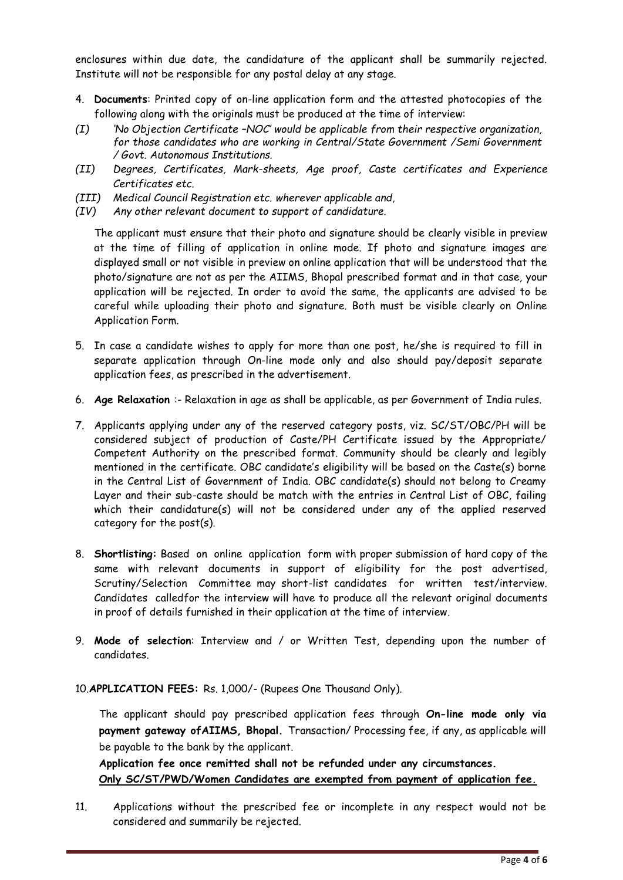enclosures within due date, the candidature of the applicant shall be summarily rejected. Institute will not be responsible for any postal delay at any stage.

4. **Documents**: Printed copy of on-line application form and the attested photocopies of the following along with the originals must be produced at the time of interview:

*(I) 'No Objection Certificate –NOC' would be applicable from their respective organization, for those candidates who are working in Central/State Government /Semi Government / Govt. Autonomous Institutions.*

*(II) Degrees, Certificates, Mark-sheets, Age proof, Caste certificates and Experience Certificates etc.*

*(III) Medical Council Registration etc. wherever applicable and,*

*(IV) Any other relevant document to support of candidature.*

The applicant must ensure that their photo and signature should be clearly visible in preview at the time of filling of application in online mode. If photo and signature images are displayed small or not visible in preview on online application that will be understood that the photo/signature are not as per the AIIMS, Bhopal prescribed format and in that case, your application will be rejected. In order to avoid the same, the applicants are advised to be careful while uploading their photo and signature. Both must be visible clearly on Online Application Form.

5. In case a candidate wishes to apply for more than one post, he/she is required to fill in separate application through On-line mode only and also should pay/deposit separate application fees, as prescribed in the advertisement.

6. **Age Relaxation** :- Relaxation in age as shall be applicable, as per Government of India rules.

7. Applicants applying under any of the reserved category posts, viz. SC/ST/OBC/PH will be considered subject of production of Caste/PH Certificate issued by the Appropriate/ Competent Authority on the prescribed format. Community should be clearly and legibly mentioned in the certificate. OBC candidate's eligibility will be based on the Caste(s) borne in the Central List of Government of India. OBC candidate(s) should not belong to Creamy Layer and their sub-caste should be match with the entries in Central List of OBC, failing which their candidature(s) will not be considered under any of the applied reserved category for the post(s).

8. **Shortlisting:** Based on online application form with proper submission of hard copy of the same with relevant documents in support of eligibility for the post advertised, Scrutiny/Selection Committee may short-list candidates for written test/interview. Candidates calledfor the interview will have to produce all the relevant original documents in proof of details furnished in their application at the time of interview.

9. **Mode of selection**: Interview and / or Written Test, depending upon the number of candidates.

10. **APPLICATION FEES:** Rs. 1,000/- (Rupees One Thousand Only).

The applicant should pay prescribed application fees through **On-line mode only via payment gateway ofAIIMS, Bhopal.** Transaction/ Processing fee, if any, as applicable will be payable to the bank by the applicant.

**Application fee once remitted shall not be refunded under any circumstances.**
**<u>Only SC/ST/PWD/Women Candidates are exempted from payment of application fee.</u>**

11. Applications without the prescribed fee or incomplete in any respect would not be considered and summarily be rejected.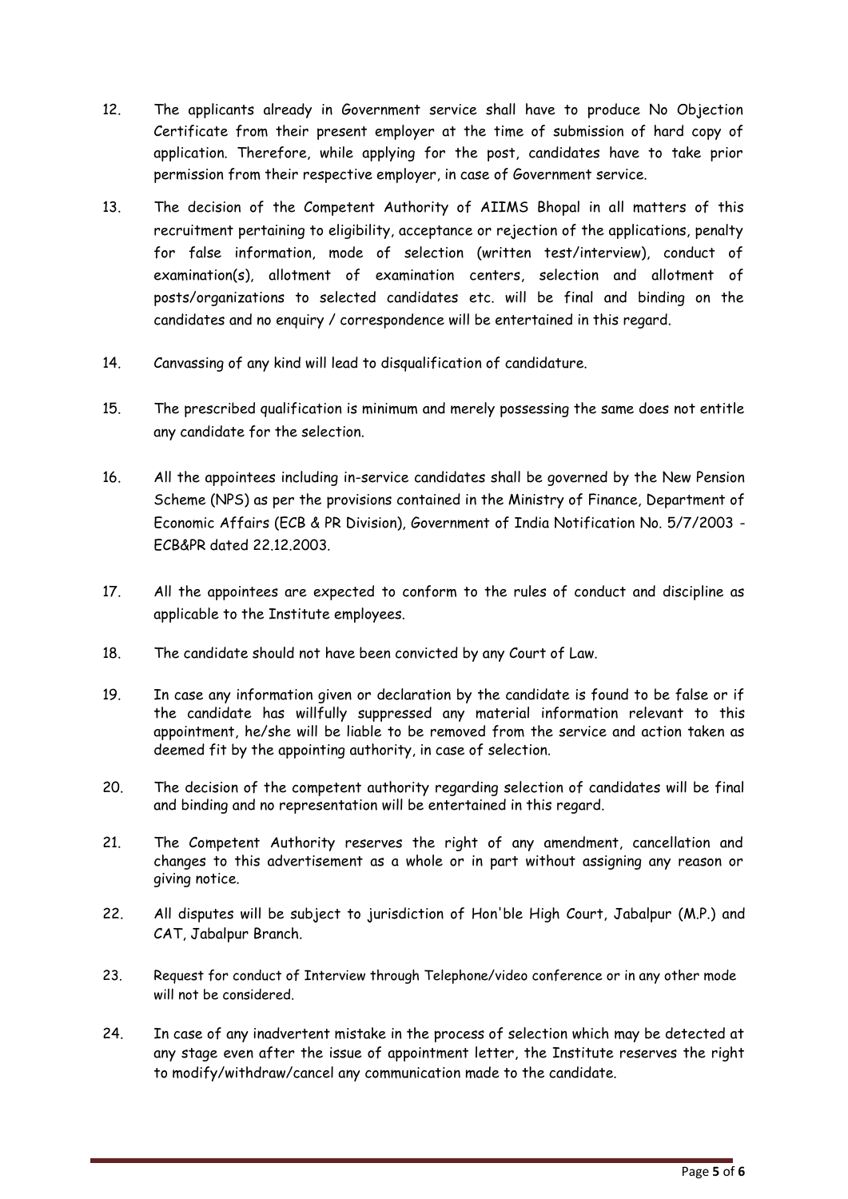12. The applicants already in Government service shall have to produce No Objection Certificate from their present employer at the time of submission of hard copy of application. Therefore, while applying for the post, candidates have to take prior permission from their respective employer, in case of Government service.

13. The decision of the Competent Authority of AIIMS Bhopal in all matters of this recruitment pertaining to eligibility, acceptance or rejection of the applications, penalty for false information, mode of selection (written test/interview), conduct of examination(s), allotment of examination centers, selection and allotment of posts/organizations to selected candidates etc. will be final and binding on the candidates and no enquiry / correspondence will be entertained in this regard.

14. Canvassing of any kind will lead to disqualification of candidature.

15. The prescribed qualification is minimum and merely possessing the same does not entitle any candidate for the selection.

16. All the appointees including in-service candidates shall be governed by the New Pension Scheme (NPS) as per the provisions contained in the Ministry of Finance, Department of Economic Affairs (ECB & PR Division), Government of India Notification No. 5/7/2003 - ECB&PR dated 22.12.2003.

17. All the appointees are expected to conform to the rules of conduct and discipline as applicable to the Institute employees.

18. The candidate should not have been convicted by any Court of Law.

19. In case any information given or declaration by the candidate is found to be false or if the candidate has willfully suppressed any material information relevant to this appointment, he/she will be liable to be removed from the service and action taken as deemed fit by the appointing authority, in case of selection.

20. The decision of the competent authority regarding selection of candidates will be final and binding and no representation will be entertained in this regard.

21. The Competent Authority reserves the right of any amendment, cancellation and changes to this advertisement as a whole or in part without assigning any reason or giving notice.

22. All disputes will be subject to jurisdiction of Hon'ble High Court, Jabalpur (M.P.) and CAT, Jabalpur Branch.

23. Request for conduct of Interview through Telephone/video conference or in any other mode will not be considered.

24. In case of any inadvertent mistake in the process of selection which may be detected at any stage even after the issue of appointment letter, the Institute reserves the right to modify/withdraw/cancel any communication made to the candidate.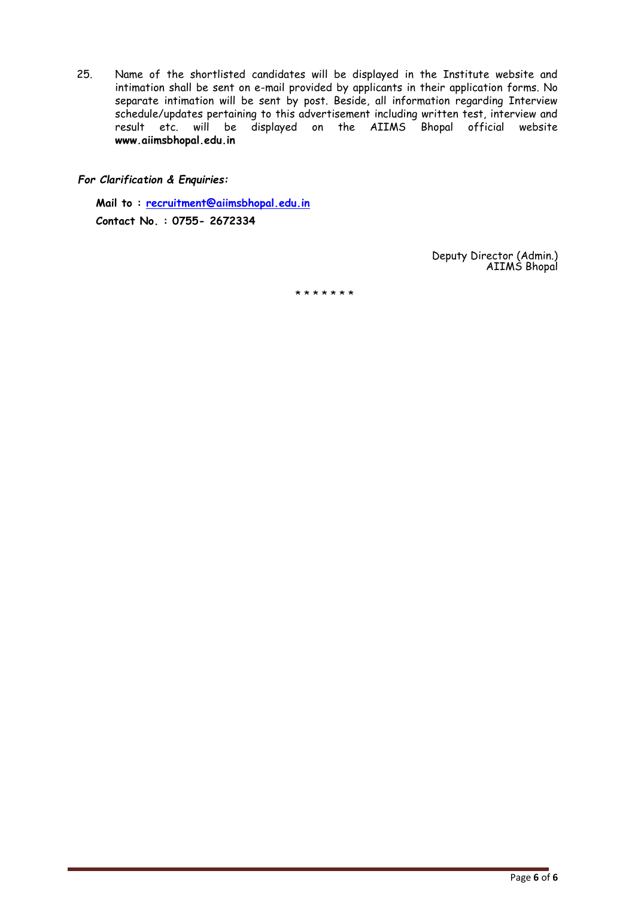25. Name of the shortlisted candidates will be displayed in the Institute website and intimation shall be sent on e-mail provided by applicants in their application forms. No separate intimation will be sent by post. Beside, all information regarding Interview schedule/updates pertaining to this advertisement including written test, interview and result etc. will be displayed on the AIIMS Bhopal official website **www.aiimsbhopal.edu.in**

***For Clarification & Enquiries:***

**Mail to : recruitment@aiimsbhopal.edu.in**

**Contact No. : 0755- 2672334**

Deputy Director (Admin.)
AIIMS Bhopal

\* \* \* \* \* \* \*